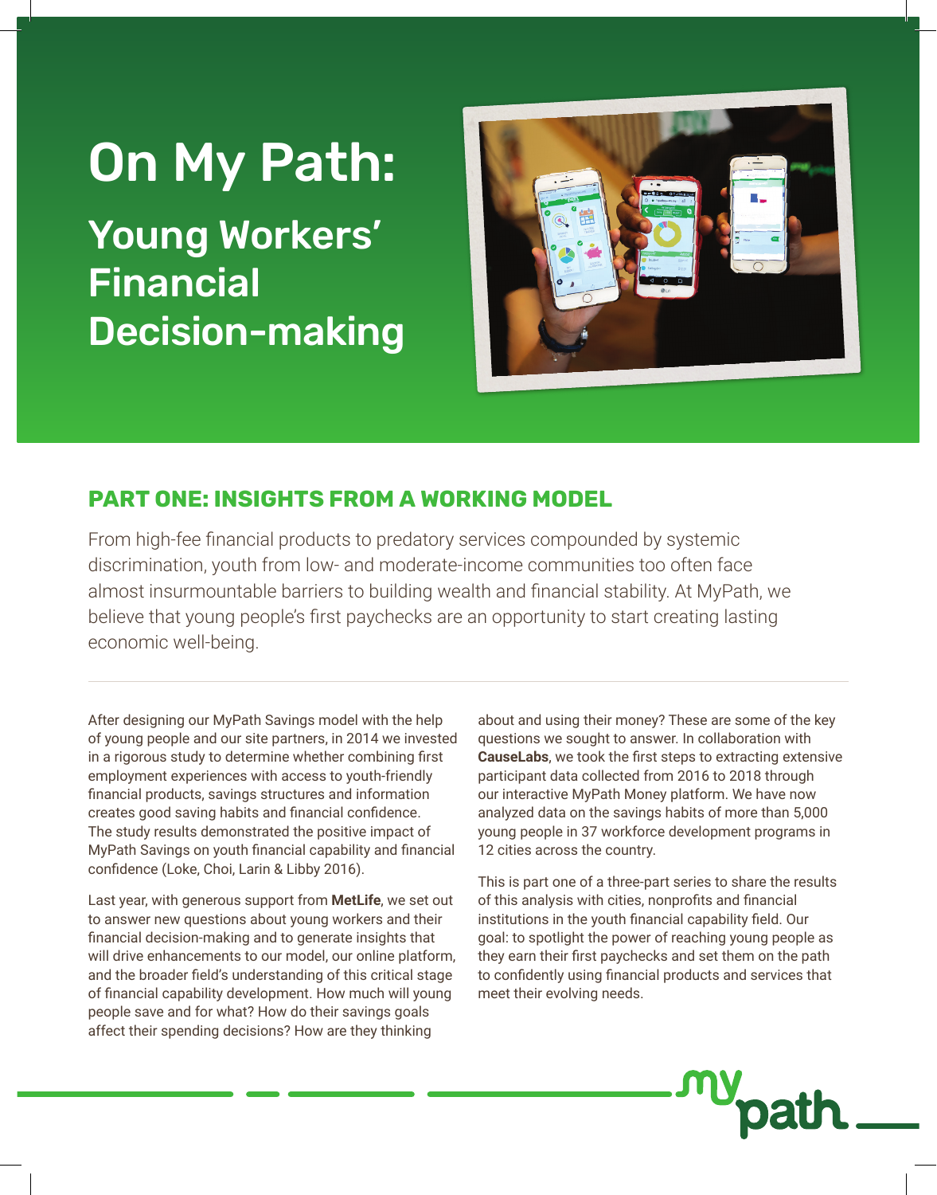# On My Path:

## Young Workers' Financial Decision-making

### PART ONE: INSIGHTS FROM A WORKING MODEL

From high-fee financial products to predatory services compounded by systemic discrimination, youth from low- and moderate-income communities too often face almost insurmountable barriers to building wealth and financial stability. At MyPath, we believe that young people's first paychecks are an opportunity to start creating lasting economic well-being.

---

After designing our MyPath Savings model with the help of young people and our site partners, in 2014 we invested in a rigorous study to determine whether combining first employment experiences with access to youth-friendly financial products, savings structures and information creates good saving habits and financial confidence. The study results demonstrated the positive impact of MyPath Savings on youth financial capability and financial confidence (Loke, Choi, Larin & Libby 2016).

Last year, with generous support from **MetLife**, we set out to answer new questions about young workers and their financial decision-making and to generate insights that will drive enhancements to our model, our online platform, and the broader field's understanding of this critical stage of financial capability development. How much will young people save and for what? How do their savings goals affect their spending decisions? How are they thinking about and using their money? These are some of the key questions we sought to answer. In collaboration with **CauseLabs**, we took the first steps to extracting extensive participant data collected from 2016 to 2018 through our interactive MyPath Money platform. We have now analyzed data on the savings habits of more than 5,000 young people in 37 workforce development programs in 12 cities across the country.

This is part one of a three-part series to share the results of this analysis with cities, nonprofits and financial institutions in the youth financial capability field. Our goal: to spotlight the power of reaching young people as they earn their first paychecks and set them on the path to confidently using financial products and services that meet their evolving needs.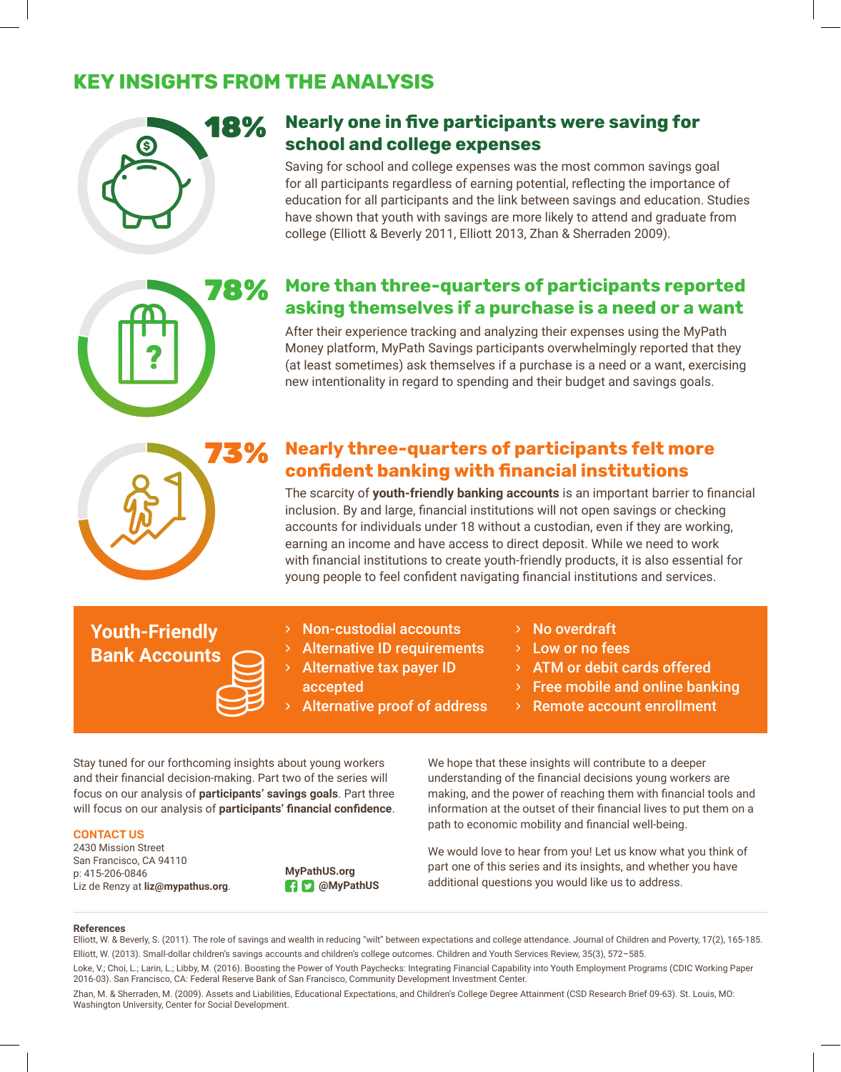## KEY INSIGHTS FROM THE ANALYSIS

18%

### Nearly one in five participants were saving for school and college expenses

Saving for school and college expenses was the most common savings goal for all participants regardless of earning potential, reflecting the importance of education for all participants and the link between savings and education. Studies have shown that youth with savings are more likely to attend and graduate from college (Elliott & Beverly 2011, Elliott 2013, Zhan & Sherraden 2009).

78%

### More than three-quarters of participants reported asking themselves if a purchase is a need or a want

After their experience tracking and analyzing their expenses using the MyPath Money platform, MyPath Savings participants overwhelmingly reported that they (at least sometimes) ask themselves if a purchase is a need or a want, exercising new intentionality in regard to spending and their budget and savings goals.

73%

### Nearly three-quarters of participants felt more confident banking with financial institutions

The scarcity of **youth-friendly banking accounts** is an important barrier to financial inclusion. By and large, financial institutions will not open savings or checking accounts for individuals under 18 without a custodian, even if they are working, earning an income and have access to direct deposit. While we need to work with financial institutions to create youth-friendly products, it is also essential for young people to feel confident navigating financial institutions and services.

### Youth-Friendly Bank Accounts

- Non-custodial accounts
- Alternative ID requirements
- Alternative tax payer ID accepted
- Alternative proof of address
- No overdraft
- Low or no fees
- ATM or debit cards offered
- Free mobile and online banking
- Remote account enrollment

Stay tuned for our forthcoming insights about young workers and their financial decision-making. Part two of the series will focus on our analysis of **participants' savings goals**. Part three will focus on our analysis of **participants' financial confidence**.

We hope that these insights will contribute to a deeper understanding of the financial decisions young workers are making, and the power of reaching them with financial tools and information at the outset of their financial lives to put them on a path to economic mobility and financial well-being.

We would love to hear from you! Let us know what you think of part one of this series and its insights, and whether you have additional questions you would like us to address.

**CONTACT US**
2430 Mission Street
San Francisco, CA 94110
p: 415-206-0846
Liz de Renzy at **liz@mypathus.org**.

**MyPathUS.org**
**@MyPathUS**

**References**

Elliott, W. & Beverly, S. (2011). The role of savings and wealth in reducing "wilt" between expectations and college attendance. Journal of Children and Poverty, 17(2), 165-185.

Elliott, W. (2013). Small-dollar children's savings accounts and children's college outcomes. Children and Youth Services Review, 35(3), 572–585.

Loke, V.; Choi, L.; Larin, L.; Libby, M. (2016). Boosting the Power of Youth Paychecks: Integrating Financial Capability into Youth Employment Programs (CDIC Working Paper 2016-03). San Francisco, CA: Federal Reserve Bank of San Francisco, Community Development Investment Center.

Zhan, M. & Sherraden, M. (2009). Assets and Liabilities, Educational Expectations, and Children's College Degree Attainment (CSD Research Brief 09-63). St. Louis, MO: Washington University, Center for Social Development.